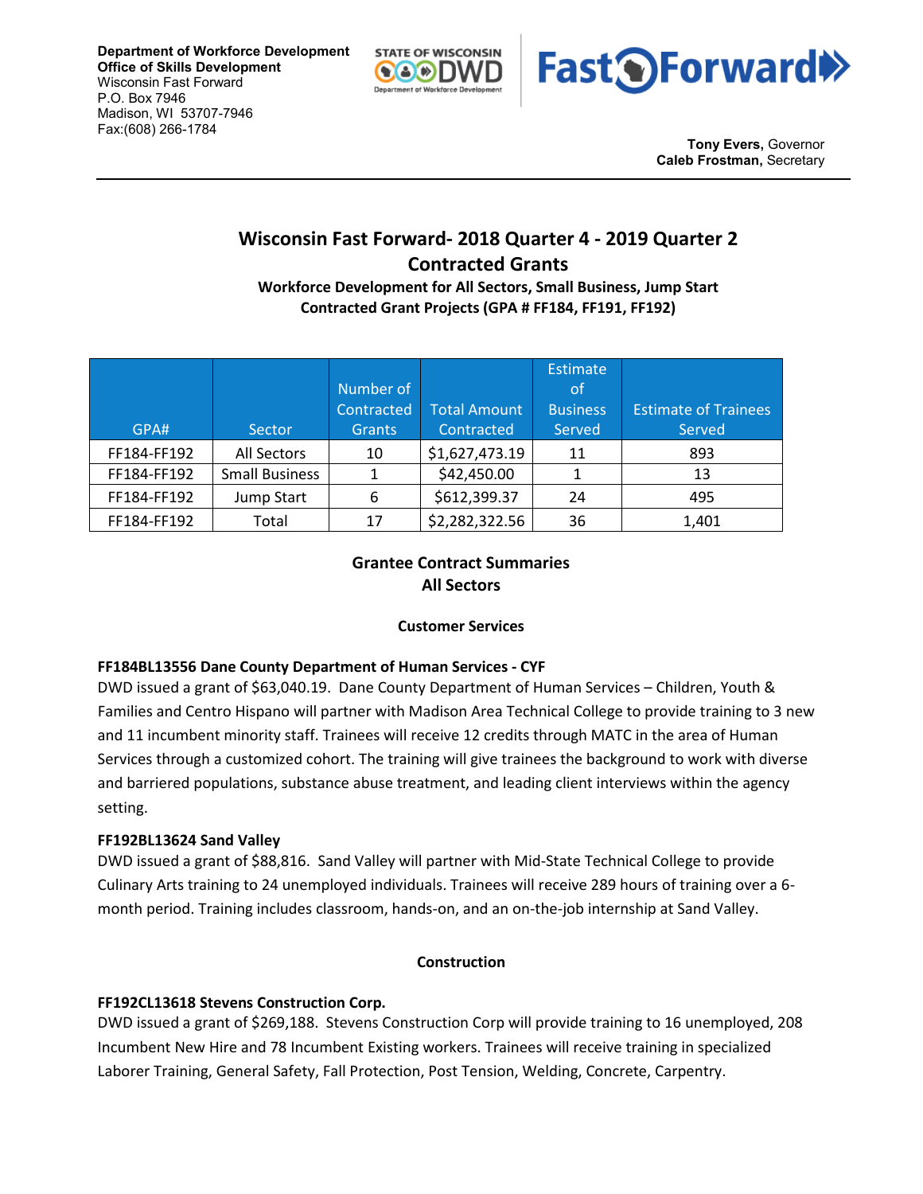**Department of Workforce Development**
**Office of Skills Development**
Wisconsin Fast Forward
P.O. Box 7946
Madison, WI 53707-7946
Fax:(608) 266-1784

**Tony Evers,** Governor
**Caleb Frostman,** Secretary

# Wisconsin Fast Forward- 2018 Quarter 4 - 2019 Quarter 2 Contracted Grants

### Workforce Development for All Sectors, Small Business, Jump Start Contracted Grant Projects (GPA # FF184, FF191, FF192)

| GPA# | Sector | Number of Contracted Grants | Total Amount Contracted | Estimate of Business Served | Estimate of Trainees Served |
|---|---|---|---|---|---|
| FF184-FF192 | All Sectors | 10 | $1,627,473.19 | 11 | 893 |
| FF184-FF192 | Small Business | 1 | $42,450.00 | 1 | 13 |
| FF184-FF192 | Jump Start | 6 | $612,399.37 | 24 | 495 |
| FF184-FF192 | Total | 17 | $2,282,322.56 | 36 | 1,401 |

## Grantee Contract Summaries
## All Sectors

### Customer Services

**FF184BL13556 Dane County Department of Human Services - CYF**
DWD issued a grant of $63,040.19. Dane County Department of Human Services – Children, Youth & Families and Centro Hispano will partner with Madison Area Technical College to provide training to 3 new and 11 incumbent minority staff. Trainees will receive 12 credits through MATC in the area of Human Services through a customized cohort. The training will give trainees the background to work with diverse and barriered populations, substance abuse treatment, and leading client interviews within the agency setting.

**FF192BL13624 Sand Valley**
DWD issued a grant of $88,816. Sand Valley will partner with Mid-State Technical College to provide Culinary Arts training to 24 unemployed individuals. Trainees will receive 289 hours of training over a 6-month period. Training includes classroom, hands-on, and an on-the-job internship at Sand Valley.

### Construction

**FF192CL13618 Stevens Construction Corp.**
DWD issued a grant of $269,188. Stevens Construction Corp will provide training to 16 unemployed, 208 Incumbent New Hire and 78 Incumbent Existing workers. Trainees will receive training in specialized Laborer Training, General Safety, Fall Protection, Post Tension, Welding, Concrete, Carpentry.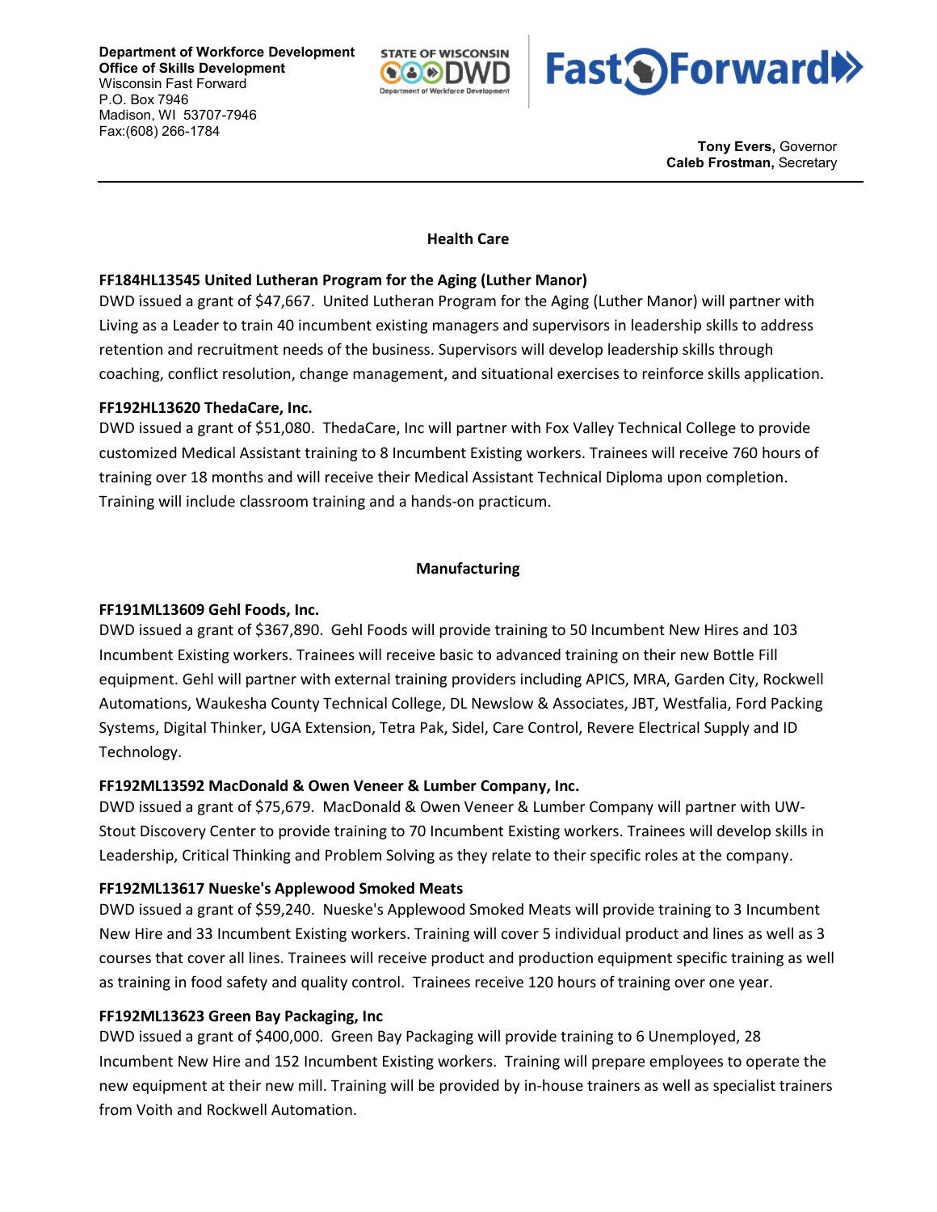Department of Workforce Development
Office of Skills Development
Wisconsin Fast Forward
P.O. Box 7946
Madison, WI 53707-7946
Fax:(608) 266-1784

**Tony Evers,** Governor
**Caleb Frostman,** Secretary

## Health Care

**FF184HL13545 United Lutheran Program for the Aging (Luther Manor)**

DWD issued a grant of $47,667. United Lutheran Program for the Aging (Luther Manor) will partner with Living as a Leader to train 40 incumbent existing managers and supervisors in leadership skills to address retention and recruitment needs of the business. Supervisors will develop leadership skills through coaching, conflict resolution, change management, and situational exercises to reinforce skills application.

**FF192HL13620 ThedaCare, Inc.**

DWD issued a grant of $51,080. ThedaCare, Inc will partner with Fox Valley Technical College to provide customized Medical Assistant training to 8 Incumbent Existing workers. Trainees will receive 760 hours of training over 18 months and will receive their Medical Assistant Technical Diploma upon completion. Training will include classroom training and a hands-on practicum.

## Manufacturing

**FF191ML13609 Gehl Foods, Inc.**

DWD issued a grant of $367,890. Gehl Foods will provide training to 50 Incumbent New Hires and 103 Incumbent Existing workers. Trainees will receive basic to advanced training on their new Bottle Fill equipment. Gehl will partner with external training providers including APICS, MRA, Garden City, Rockwell Automations, Waukesha County Technical College, DL Newslow & Associates, JBT, Westfalia, Ford Packing Systems, Digital Thinker, UGA Extension, Tetra Pak, Sidel, Care Control, Revere Electrical Supply and ID Technology.

**FF192ML13592 MacDonald & Owen Veneer & Lumber Company, Inc.**

DWD issued a grant of $75,679. MacDonald & Owen Veneer & Lumber Company will partner with UW-Stout Discovery Center to provide training to 70 Incumbent Existing workers. Trainees will develop skills in Leadership, Critical Thinking and Problem Solving as they relate to their specific roles at the company.

**FF192ML13617 Nueske's Applewood Smoked Meats**

DWD issued a grant of $59,240. Nueske's Applewood Smoked Meats will provide training to 3 Incumbent New Hire and 33 Incumbent Existing workers. Training will cover 5 individual product and lines as well as 3 courses that cover all lines. Trainees will receive product and production equipment specific training as well as training in food safety and quality control. Trainees receive 120 hours of training over one year.

**FF192ML13623 Green Bay Packaging, Inc**

DWD issued a grant of $400,000. Green Bay Packaging will provide training to 6 Unemployed, 28 Incumbent New Hire and 152 Incumbent Existing workers. Training will prepare employees to operate the new equipment at their new mill. Training will be provided by in-house trainers as well as specialist trainers from Voith and Rockwell Automation.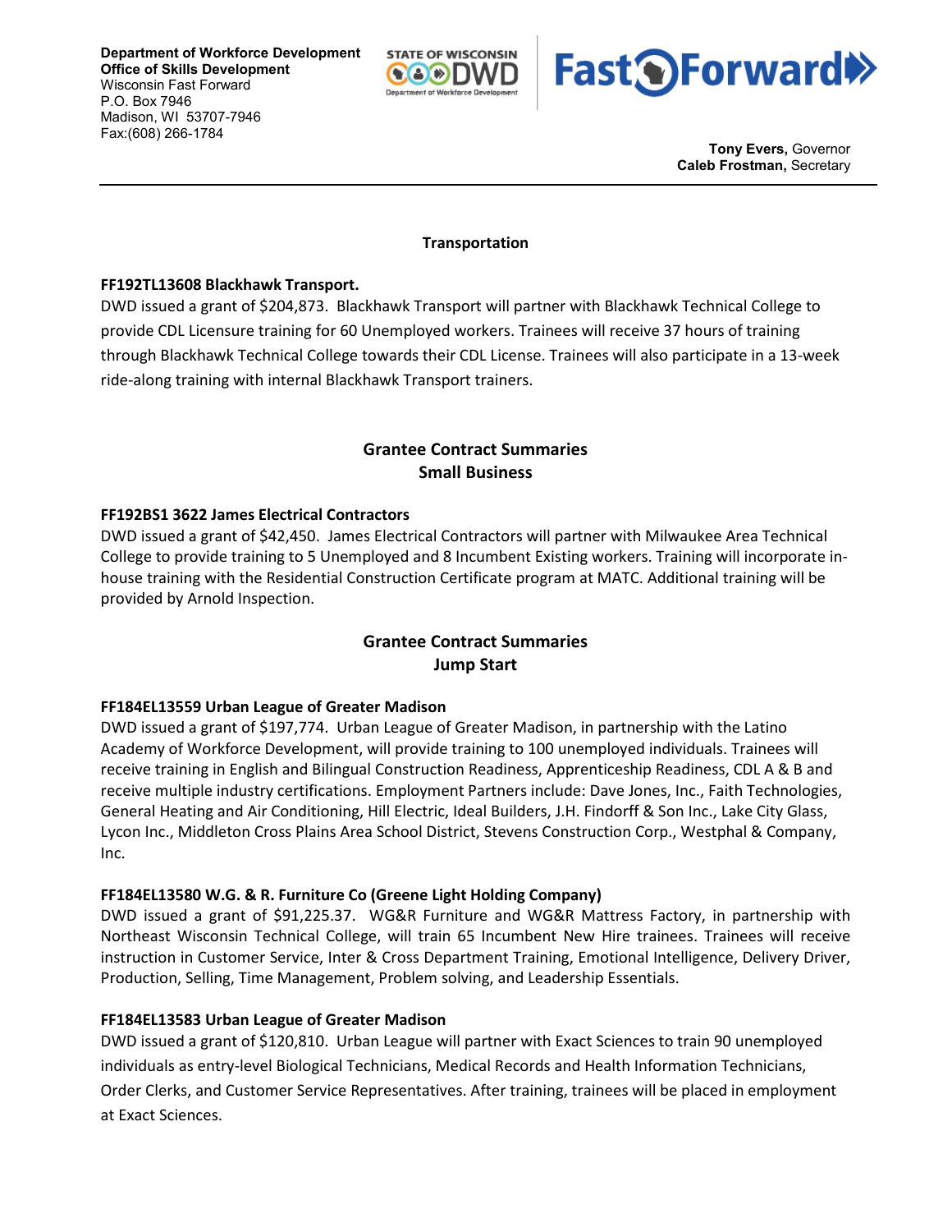Department of Workforce Development
Office of Skills Development
Wisconsin Fast Forward
P.O. Box 7946
Madison, WI 53707-7946
Fax:(608) 266-1784

**Tony Evers,** Governor
**Caleb Frostman,** Secretary

### Transportation

**FF192TL13608 Blackhawk Transport.**
DWD issued a grant of $204,873. Blackhawk Transport will partner with Blackhawk Technical College to provide CDL Licensure training for 60 Unemployed workers. Trainees will receive 37 hours of training through Blackhawk Technical College towards their CDL License. Trainees will also participate in a 13-week ride-along training with internal Blackhawk Transport trainers.

## Grantee Contract Summaries
### Small Business

**FF192BS1 3622 James Electrical Contractors**
DWD issued a grant of $42,450. James Electrical Contractors will partner with Milwaukee Area Technical College to provide training to 5 Unemployed and 8 Incumbent Existing workers. Training will incorporate in-house training with the Residential Construction Certificate program at MATC. Additional training will be provided by Arnold Inspection.

## Grantee Contract Summaries
### Jump Start

**FF184EL13559 Urban League of Greater Madison**
DWD issued a grant of $197,774. Urban League of Greater Madison, in partnership with the Latino Academy of Workforce Development, will provide training to 100 unemployed individuals. Trainees will receive training in English and Bilingual Construction Readiness, Apprenticeship Readiness, CDL A & B and receive multiple industry certifications. Employment Partners include: Dave Jones, Inc., Faith Technologies, General Heating and Air Conditioning, Hill Electric, Ideal Builders, J.H. Findorff & Son Inc., Lake City Glass, Lycon Inc., Middleton Cross Plains Area School District, Stevens Construction Corp., Westphal & Company, Inc.

**FF184EL13580 W.G. & R. Furniture Co (Greene Light Holding Company)**
DWD issued a grant of $91,225.37. WG&R Furniture and WG&R Mattress Factory, in partnership with Northeast Wisconsin Technical College, will train 65 Incumbent New Hire trainees. Trainees will receive instruction in Customer Service, Inter & Cross Department Training, Emotional Intelligence, Delivery Driver, Production, Selling, Time Management, Problem solving, and Leadership Essentials.

**FF184EL13583 Urban League of Greater Madison**
DWD issued a grant of $120,810. Urban League will partner with Exact Sciences to train 90 unemployed individuals as entry-level Biological Technicians, Medical Records and Health Information Technicians, Order Clerks, and Customer Service Representatives. After training, trainees will be placed in employment at Exact Sciences.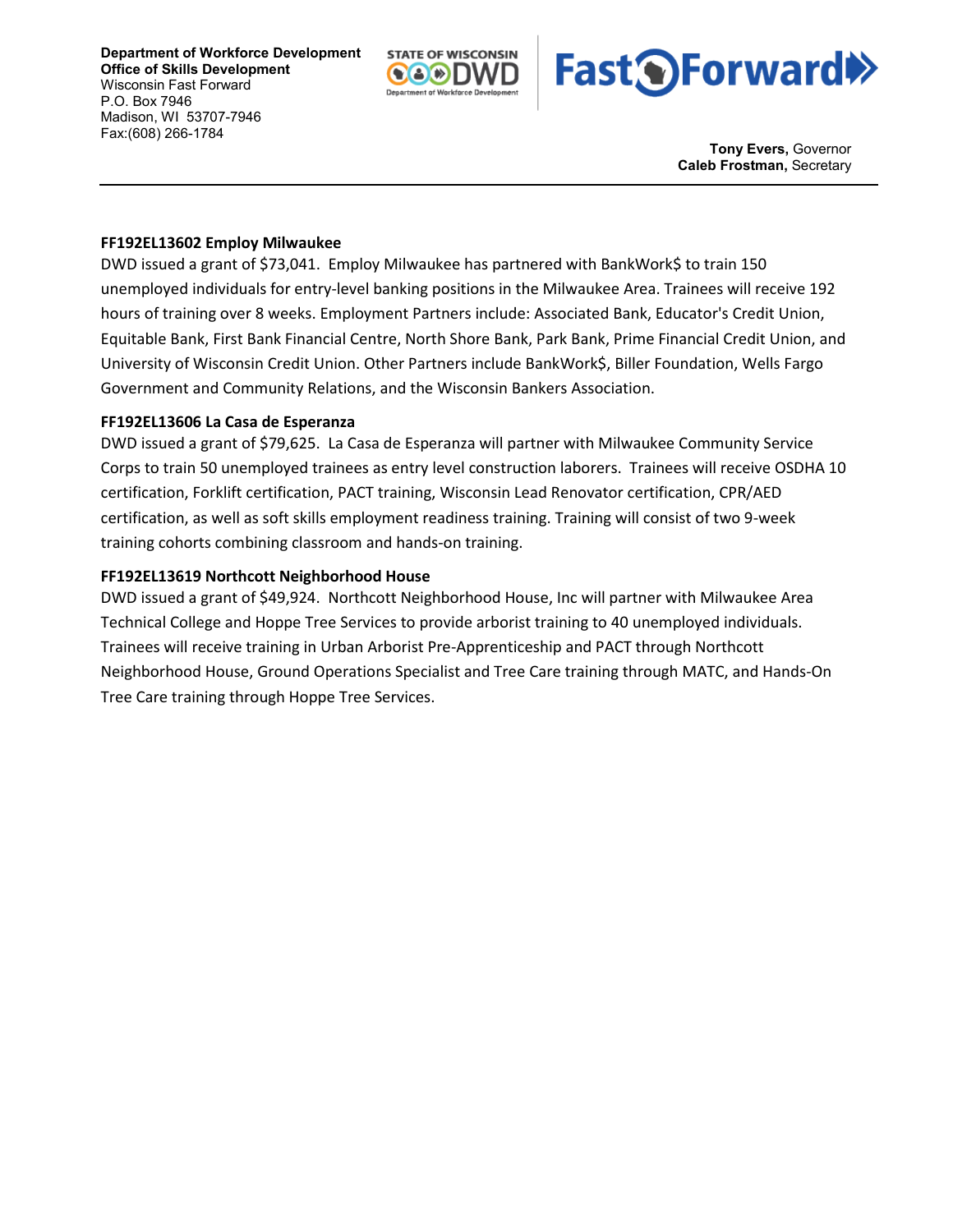Department of Workforce Development
Office of Skills Development
Wisconsin Fast Forward
P.O. Box 7946
Madison, WI 53707-7946
Fax:(608) 266-1784

**Tony Evers,** Governor
**Caleb Frostman,** Secretary

**FF192EL13602 Employ Milwaukee**

DWD issued a grant of $73,041. Employ Milwaukee has partnered with BankWork$ to train 150 unemployed individuals for entry-level banking positions in the Milwaukee Area. Trainees will receive 192 hours of training over 8 weeks. Employment Partners include: Associated Bank, Educator's Credit Union, Equitable Bank, First Bank Financial Centre, North Shore Bank, Park Bank, Prime Financial Credit Union, and University of Wisconsin Credit Union. Other Partners include BankWork$, Biller Foundation, Wells Fargo Government and Community Relations, and the Wisconsin Bankers Association.

**FF192EL13606 La Casa de Esperanza**

DWD issued a grant of $79,625. La Casa de Esperanza will partner with Milwaukee Community Service Corps to train 50 unemployed trainees as entry level construction laborers. Trainees will receive OSDHA 10 certification, Forklift certification, PACT training, Wisconsin Lead Renovator certification, CPR/AED certification, as well as soft skills employment readiness training. Training will consist of two 9-week training cohorts combining classroom and hands-on training.

**FF192EL13619 Northcott Neighborhood House**

DWD issued a grant of $49,924. Northcott Neighborhood House, Inc will partner with Milwaukee Area Technical College and Hoppe Tree Services to provide arborist training to 40 unemployed individuals. Trainees will receive training in Urban Arborist Pre-Apprenticeship and PACT through Northcott Neighborhood House, Ground Operations Specialist and Tree Care training through MATC, and Hands-On Tree Care training through Hoppe Tree Services.